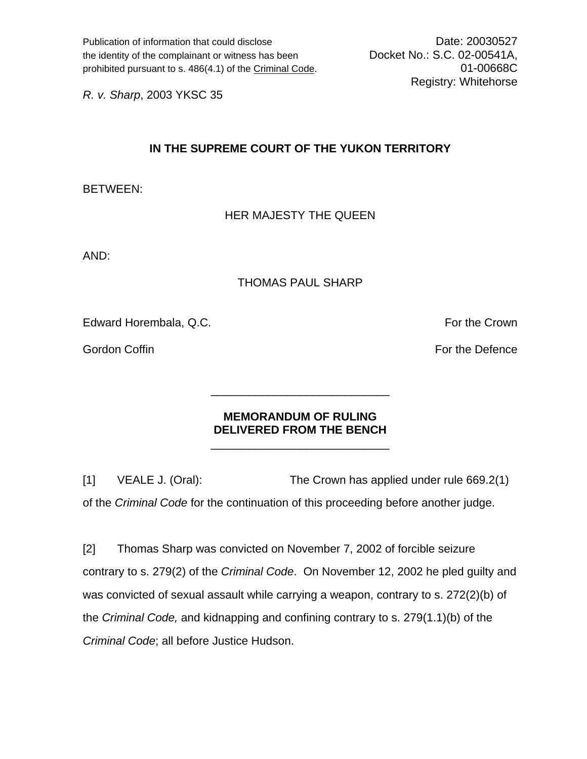Publication of information that could disclose the identity of the complainant or witness has been prohibited pursuant to s. 486(4.1) of the Criminal Code.

Date: 20030527
Docket No.: S.C. 02-00541A, 01-00668C
Registry: Whitehorse

*R. v. Sharp*, 2003 YKSC 35

**IN THE SUPREME COURT OF THE YUKON TERRITORY**

BETWEEN:

HER MAJESTY THE QUEEN

AND:

THOMAS PAUL SHARP

Edward Horembala, Q.C. — For the Crown

Gordon Coffin — For the Defence

---

**MEMORANDUM OF RULING**
**DELIVERED FROM THE BENCH**

---

[1] VEALE J. (Oral): The Crown has applied under rule 669.2(1) of the *Criminal Code* for the continuation of this proceeding before another judge.

[2] Thomas Sharp was convicted on November 7, 2002 of forcible seizure contrary to s. 279(2) of the *Criminal Code*. On November 12, 2002 he pled guilty and was convicted of sexual assault while carrying a weapon, contrary to s. 272(2)(b) of the *Criminal Code,* and kidnapping and confining contrary to s. 279(1.1)(b) of the *Criminal Code*; all before Justice Hudson.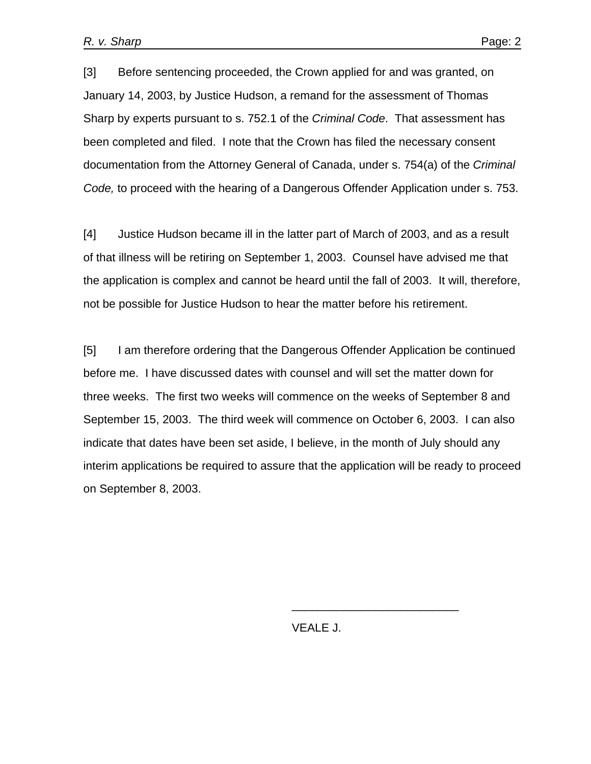[3] Before sentencing proceeded, the Crown applied for and was granted, on January 14, 2003, by Justice Hudson, a remand for the assessment of Thomas Sharp by experts pursuant to s. 752.1 of the *Criminal Code*. That assessment has been completed and filed. I note that the Crown has filed the necessary consent documentation from the Attorney General of Canada, under s. 754(a) of the *Criminal Code,* to proceed with the hearing of a Dangerous Offender Application under s. 753.

[4] Justice Hudson became ill in the latter part of March of 2003, and as a result of that illness will be retiring on September 1, 2003. Counsel have advised me that the application is complex and cannot be heard until the fall of 2003. It will, therefore, not be possible for Justice Hudson to hear the matter before his retirement.

[5] I am therefore ordering that the Dangerous Offender Application be continued before me. I have discussed dates with counsel and will set the matter down for three weeks. The first two weeks will commence on the weeks of September 8 and September 15, 2003. The third week will commence on October 6, 2003. I can also indicate that dates have been set aside, I believe, in the month of July should any interim applications be required to assure that the application will be ready to proceed on September 8, 2003.

___________________________

VEALE J.